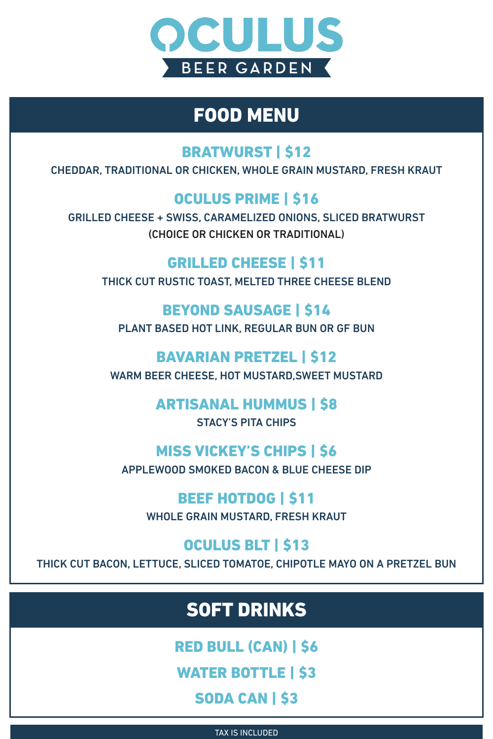# OCULUS

BEER GARDEN

## FOOD MENU

### BRATWURST | $12

CHEDDAR, TRADITIONAL OR CHICKEN, WHOLE GRAIN MUSTARD, FRESH KRAUT

### OCULUS PRIME | $16

GRILLED CHEESE + SWISS, CARAMELIZED ONIONS, SLICED BRATWURST
(CHOICE OR CHICKEN OR TRADITIONAL)

### GRILLED CHEESE | $11

THICK CUT RUSTIC TOAST, MELTED THREE CHEESE BLEND

### BEYOND SAUSAGE | $14

PLANT BASED HOT LINK, REGULAR BUN OR GF BUN

### BAVARIAN PRETZEL | $12

WARM BEER CHEESE, HOT MUSTARD,SWEET MUSTARD

### ARTISANAL HUMMUS | $8

STACY'S PITA CHIPS

### MISS VICKEY'S CHIPS | $6

APPLEWOOD SMOKED BACON & BLUE CHEESE DIP

### BEEF HOTDOG | $11

WHOLE GRAIN MUSTARD, FRESH KRAUT

### OCULUS BLT | $13

THICK CUT BACON, LETTUCE, SLICED TOMATOE, CHIPOTLE MAYO ON A PRETZEL BUN

## SOFT DRINKS

### RED BULL (CAN) | $6

### WATER BOTTLE | $3

### SODA CAN | $3

TAX IS INCLUDED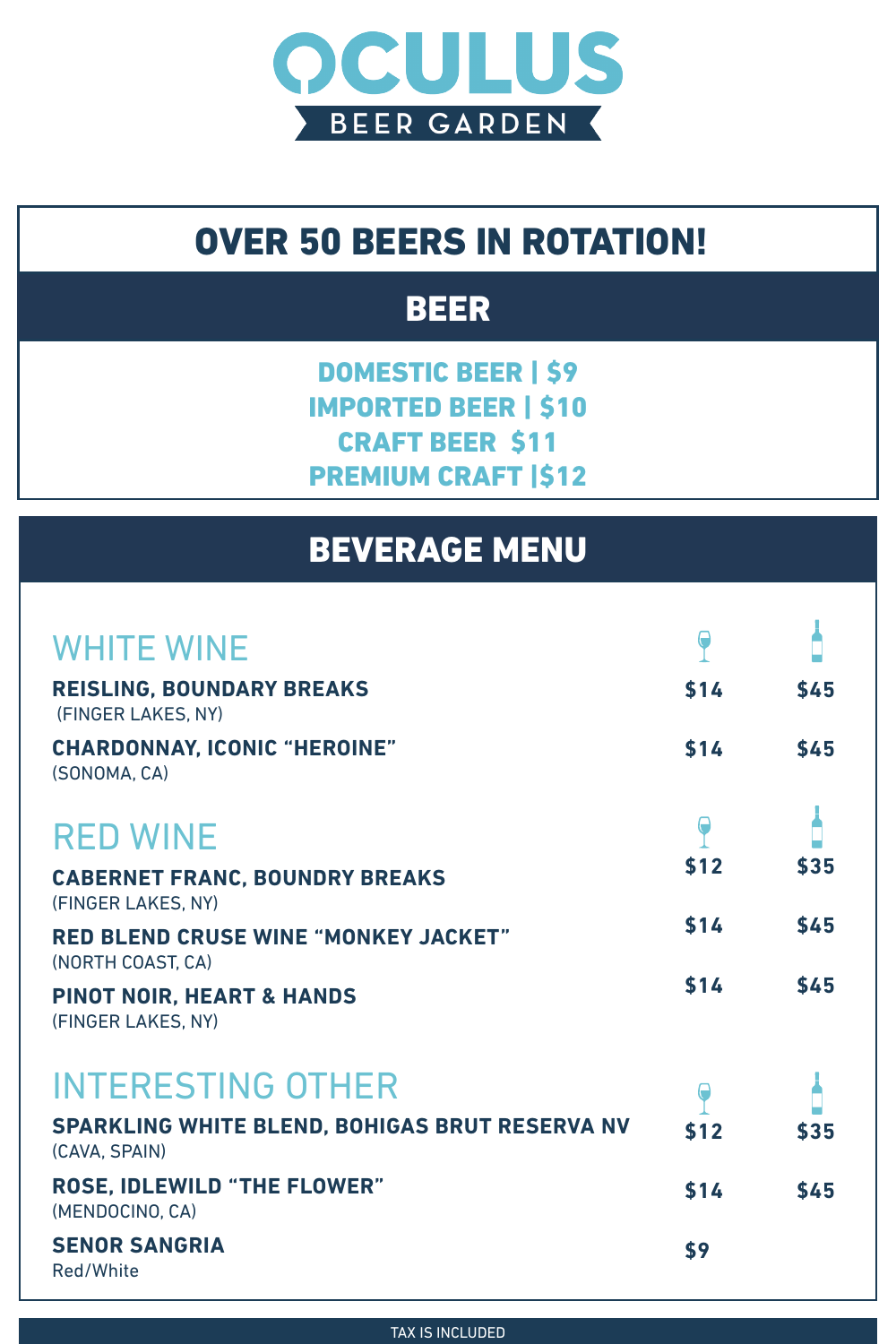# OCULUS

BEER GARDEN

## OVER 50 BEERS IN ROTATION!

## BEER

**DOMESTIC BEER | $9**
**IMPORTED BEER | $10**
**CRAFT BEER $11**
**PREMIUM CRAFT |$12**

## BEVERAGE MENU

### WHITE WINE

| | Glass | Bottle |
|---|---|---|
| **REISLING, BOUNDARY BREAKS** (FINGER LAKES, NY) | **$14** | **$45** |
| **CHARDONNAY, ICONIC "HEROINE"** (SONOMA, CA) | **$14** | **$45** |

### RED WINE

| | Glass | Bottle |
|---|---|---|
| **CABERNET FRANC, BOUNDRY BREAKS** (FINGER LAKES, NY) | **$12** | **$35** |
| **RED BLEND CRUSE WINE "MONKEY JACKET"** (NORTH COAST, CA) | **$14** | **$45** |
| **PINOT NOIR, HEART & HANDS** (FINGER LAKES, NY) | **$14** | **$45** |

### INTERESTING OTHER

| | Glass | Bottle |
|---|---|---|
| **SPARKLING WHITE BLEND, BOHIGAS BRUT RESERVA NV** (CAVA, SPAIN) | **$12** | **$35** |
| **ROSE, IDLEWILD "THE FLOWER"** (MENDOCINO, CA) | **$14** | **$45** |
| **SENOR SANGRIA** Red/White | **$9** | |

TAX IS INCLUDED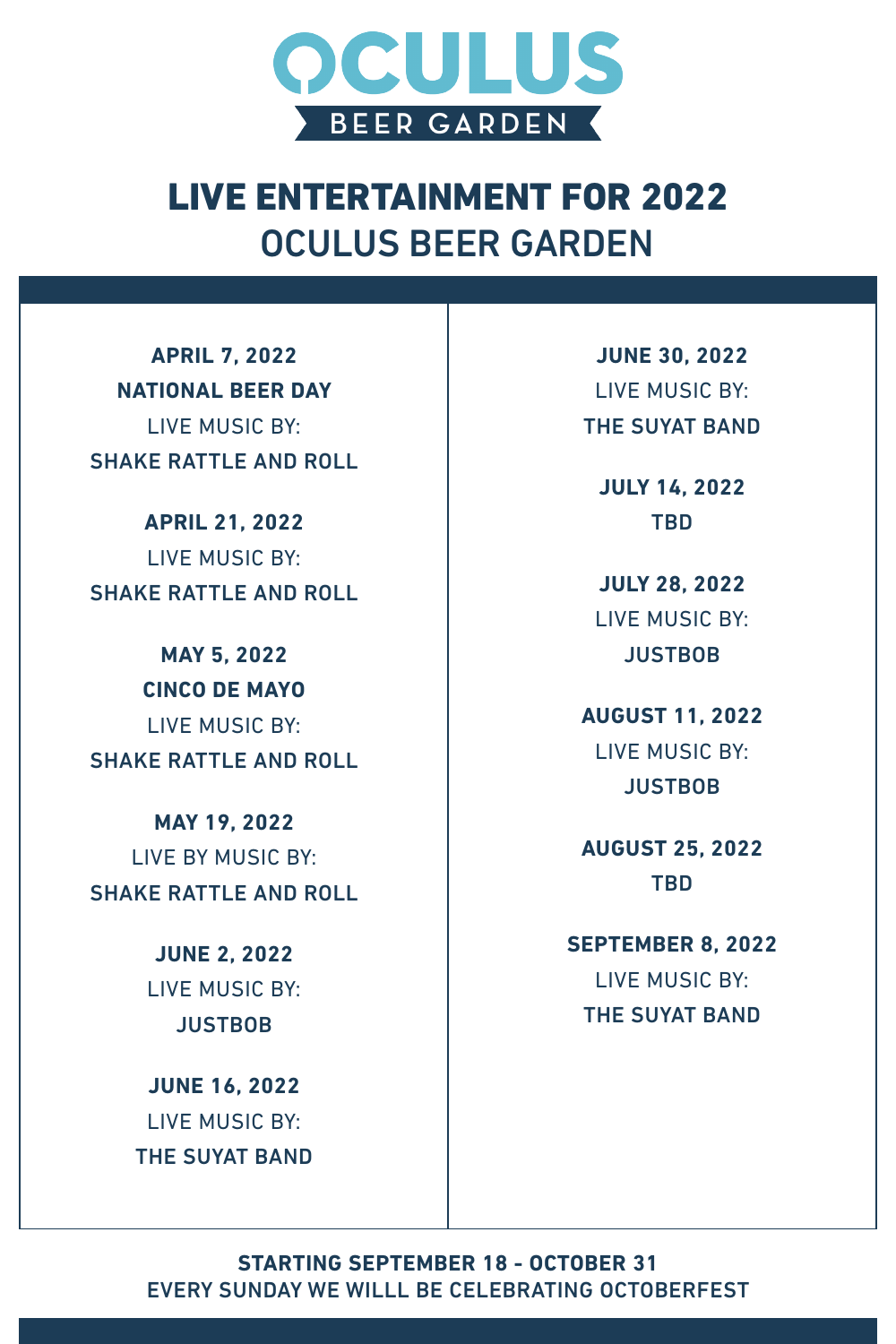# OCULUS

BEER GARDEN

## LIVE ENTERTAINMENT FOR 2022

## OCULUS BEER GARDEN

**APRIL 7, 2022**
**NATIONAL BEER DAY**
LIVE MUSIC BY:
**SHAKE RATTLE AND ROLL**

**APRIL 21, 2022**
LIVE MUSIC BY:
**SHAKE RATTLE AND ROLL**

**MAY 5, 2022**
**CINCO DE MAYO**
LIVE MUSIC BY:
**SHAKE RATTLE AND ROLL**

**MAY 19, 2022**
LIVE BY MUSIC BY:
**SHAKE RATTLE AND ROLL**

**JUNE 2, 2022**
LIVE MUSIC BY:
**JUSTBOB**

**JUNE 16, 2022**
LIVE MUSIC BY:
**THE SUYAT BAND**

**JUNE 30, 2022**
LIVE MUSIC BY:
**THE SUYAT BAND**

**JULY 14, 2022**
**TBD**

**JULY 28, 2022**
LIVE MUSIC BY:
**JUSTBOB**

**AUGUST 11, 2022**
LIVE MUSIC BY:
**JUSTBOB**

**AUGUST 25, 2022**
**TBD**

**SEPTEMBER 8, 2022**
LIVE MUSIC BY:
**THE SUYAT BAND**

**STARTING SEPTEMBER 18 - OCTOBER 31**
**EVERY SUNDAY WE WILLL BE CELEBRATING OCTOBERFEST**